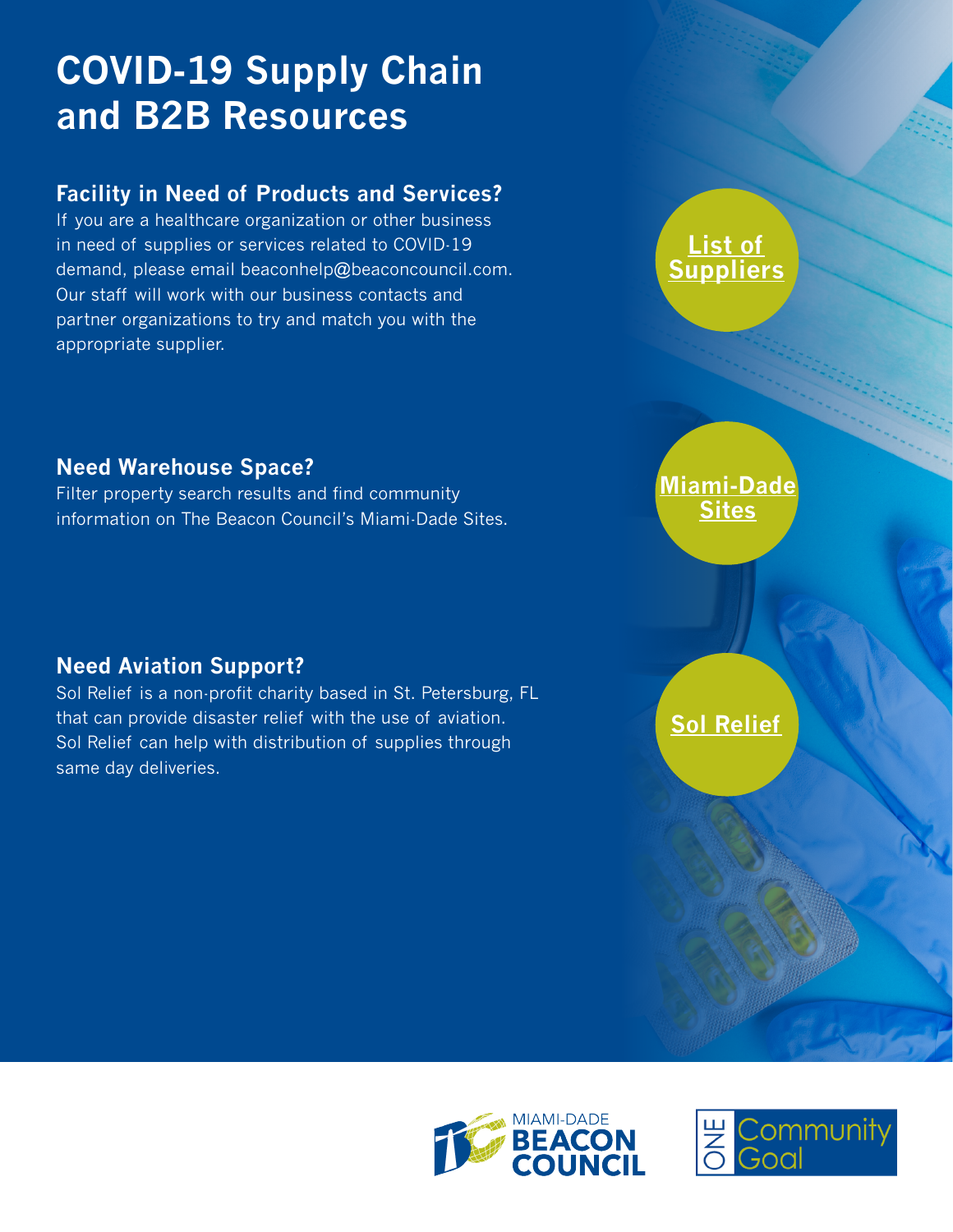# COVID-19 Supply Chain and B2B Resources

## Facility in Need of Products and Services?

If you are a healthcare organization or other business in need of supplies or services related to COVID-19 demand, please email beaconhelp@beaconcouncil.com. Our staff will work with our business contacts and partner organizations to try and match you with the appropriate supplier.

**List of Suppliers**

## Need Warehouse Space?

Filter property search results and find community information on The Beacon Council's Miami-Dade Sites.

**Miami-Dade Sites**

## Need Aviation Support?

Sol Relief is a non-profit charity based in St. Petersburg, FL that can provide disaster relief with the use of aviation. Sol Relief can help with distribution of supplies through same day deliveries.

**Sol Relief**

MIAMI-DADE BEACON COUNCIL

ONE Community Goal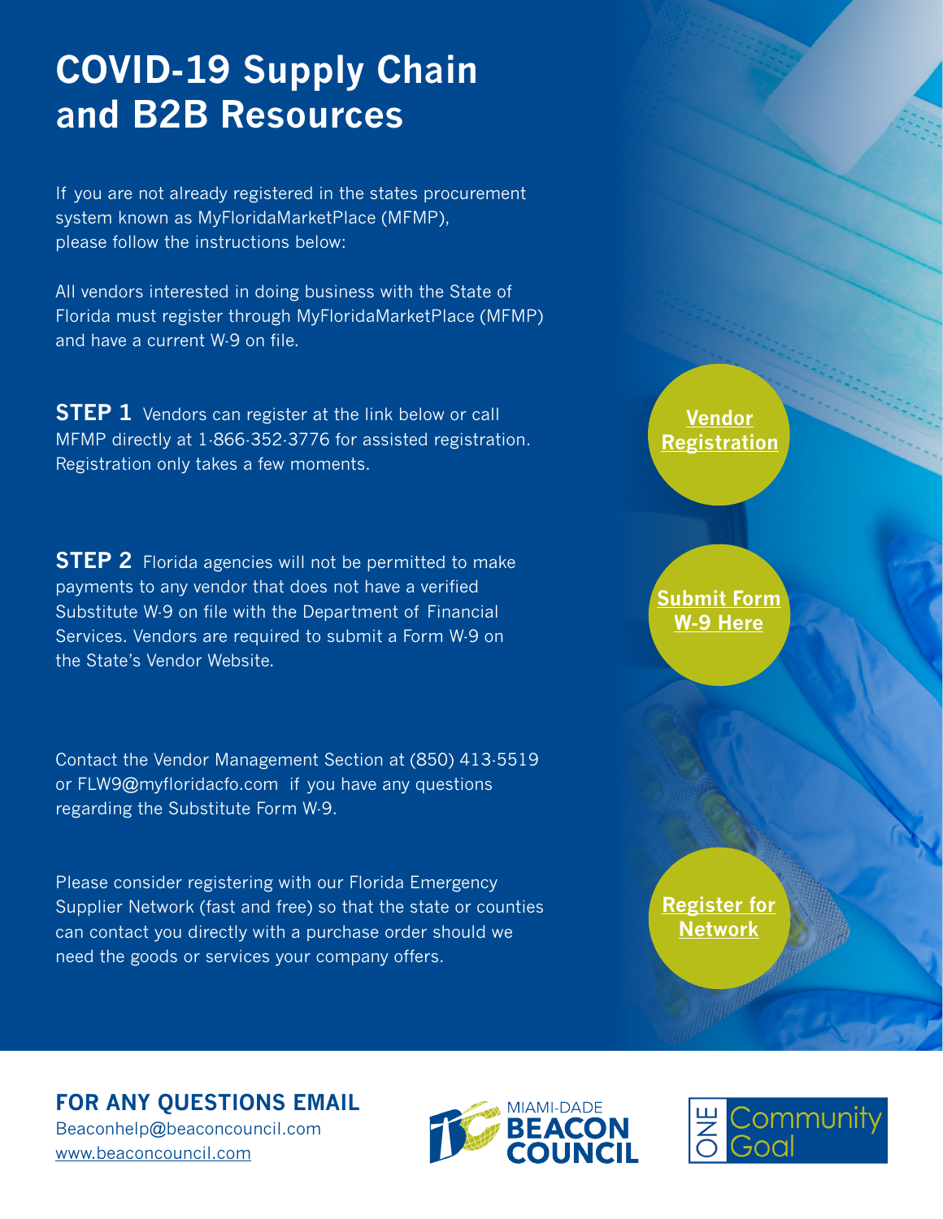# COVID-19 Supply Chain and B2B Resources

If you are not already registered in the states procurement system known as MyFloridaMarketPlace (MFMP), please follow the instructions below:

All vendors interested in doing business with the State of Florida must register through MyFloridaMarketPlace (MFMP) and have a current W-9 on file.

**STEP 1** Vendors can register at the link below or call MFMP directly at 1-866-352-3776 for assisted registration. Registration only takes a few moments.

**Vendor Registration**

**STEP 2** Florida agencies will not be permitted to make payments to any vendor that does not have a verified Substitute W-9 on file with the Department of Financial Services. Vendors are required to submit a Form W-9 on the State's Vendor Website.

**Submit Form W-9 Here**

Contact the Vendor Management Section at (850) 413-5519 or FLW9@myfloridacfo.com if you have any questions regarding the Substitute Form W-9.

Please consider registering with our Florida Emergency Supplier Network (fast and free) so that the state or counties can contact you directly with a purchase order should we need the goods or services your company offers.

**Register for Network**

## FOR ANY QUESTIONS EMAIL

Beaconhelp@beaconcouncil.com
www.beaconcouncil.com

MIAMI-DADE BEACON COUNCIL

ONE Community Goal